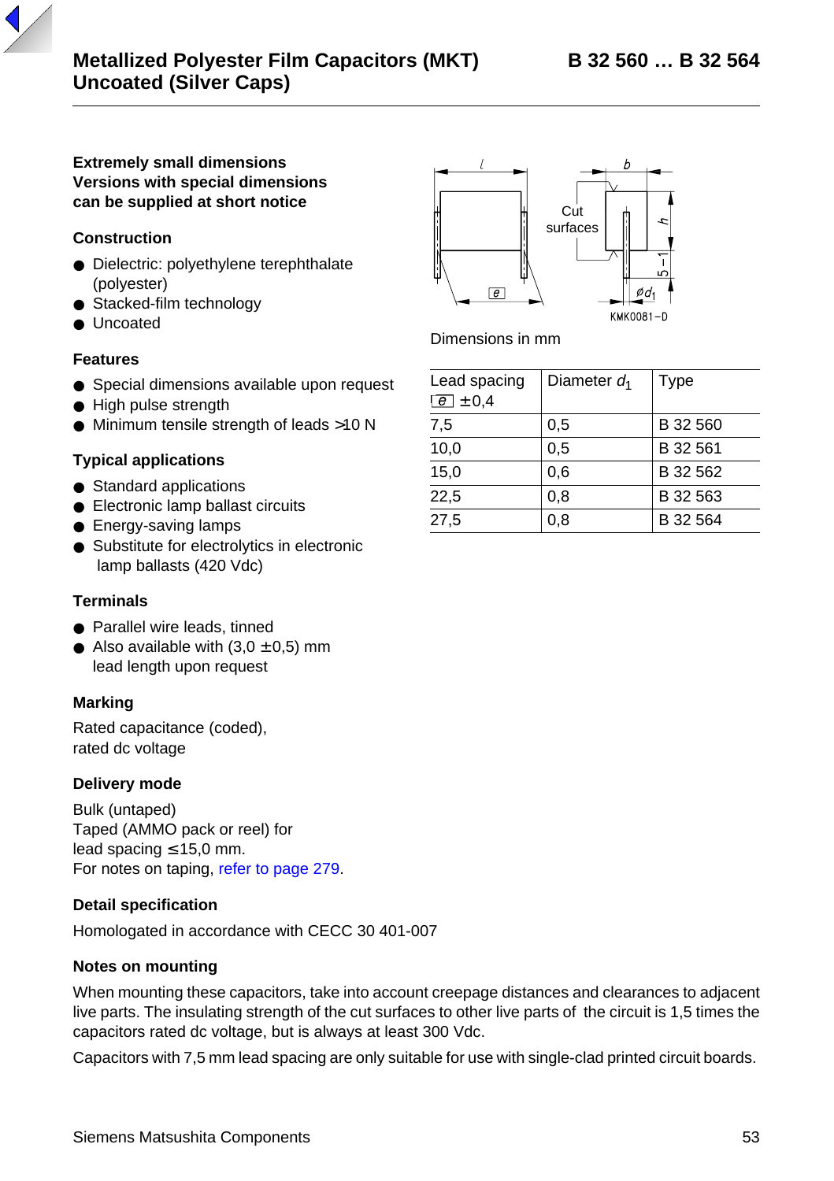# Metallized Polyester Film Capacitors (MKT) Uncoated (Silver Caps)

## B 32 560 … B 32 564

**Extremely small dimensions**
**Versions with special dimensions can be supplied at short notice**

### Construction

- Dielectric: polyethylene terephthalate (polyester)
- Stacked-film technology
- Uncoated

### Features

- Special dimensions available upon request
- High pulse strength
- Minimum tensile strength of leads >10 N

### Typical applications

- Standard applications
- Electronic lamp ballast circuits
- Energy-saving lamps
- Substitute for electrolytics in electronic lamp ballasts (420 Vdc)

### Terminals

- Parallel wire leads, tinned
- Also available with (3,0 ±0,5) mm lead length upon request

### Marking

Rated capacitance (coded), rated dc voltage

### Delivery mode

Bulk (untaped)
Taped (AMMO pack or reel) for lead spacing ≤ 15,0 mm.
For notes on taping, refer to page 279.

### Detail specification

Homologated in accordance with CECC 30 401-007

### Notes on mounting

When mounting these capacitors, take into account creepage distances and clearances to adjacent live parts. The insulating strength of the cut surfaces to other live parts of the circuit is 1,5 times the capacitors rated dc voltage, but is always at least 300 Vdc.

Capacitors with 7,5 mm lead spacing are only suitable for use with single-clad printed circuit boards.

Cut surfaces

KMK0081-D

Dimensions in mm

| Lead spacing e ±0,4 | Diameter $d_1$ | Type |
|---|---|---|
| 7,5 | 0,5 | B 32 560 |
| 10,0 | 0,5 | B 32 561 |
| 15,0 | 0,6 | B 32 562 |
| 22,5 | 0,8 | B 32 563 |
| 27,5 | 0,8 | B 32 564 |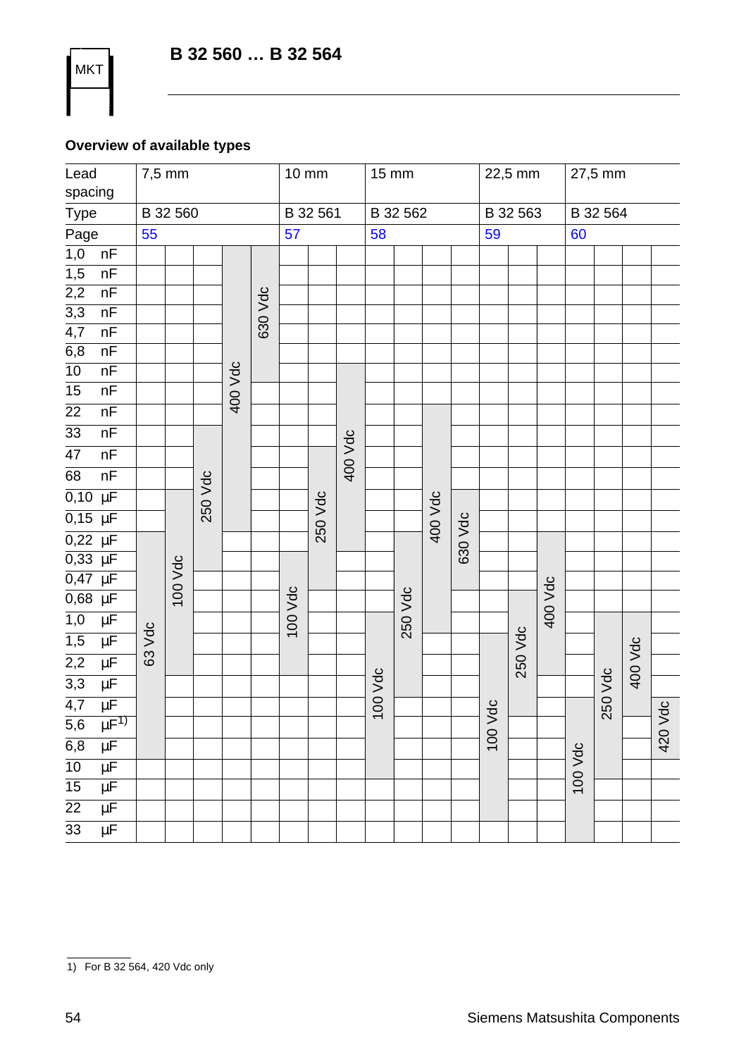## Overview of available types

| Lead spacing | 7,5 mm | | | | | 10 mm | | | 15 mm | | | | 22,5 mm | | | 27,5 mm | | | |
|---|---|---|---|---|---|---|---|---|---|---|---|---|---|---|---|---|---|---|---|
| Type | B 32 560 | | | | | B 32 561 | | | B 32 562 | | | | B 32 563 | | | B 32 564 | | | |
| Page | 55 | | | | | 57 | | | 58 | | | | 59 | | | 60 | | | |
| | 63 Vdc | 100 Vdc | 250 Vdc | 400 Vdc | 630 Vdc | 100 Vdc | 250 Vdc | 400 Vdc | 100 Vdc | 250 Vdc | 400 Vdc | 630 Vdc | 100 Vdc | 250 Vdc | 400 Vdc | 100 Vdc | 250 Vdc | 400 Vdc | 420 Vdc |
| 1,0 nF | | | | x | x | | | | | | | | | | | | | | |
| 1,5 nF | | | | x | x | | | | | | | | | | | | | | |
| 2,2 nF | | | | x | x | | | | | | | | | | | | | | |
| 3,3 nF | | | | x | x | | | | | | | | | | | | | | |
| 4,7 nF | | | | x | x | | | | | | | | | | | | | | |
| 6,8 nF | | | | x | x | | | | | | | | | | | | | | |
| 10 nF | | | | x | x | | | x | | | | | | | | | | | |
| 15 nF | | | | x | | | | x | | | | | | | | | | | |
| 22 nF | | | | x | | | | x | | | x | | | | | | | | |
| 33 nF | | | x | x | | | | x | | | x | | | | | | | | |
| 47 nF | | | x | x | | | x | x | | | x | | | | | | | | |
| 68 nF | | | x | x | | | x | x | | | x | | | | | | | | |
| 0,10 µF | | x | x | x | | | x | x | | | x | x | | | | | | | |
| 0,15 µF | | x | x | x | | | x | x | | | x | x | | | | | | | |
| 0,22 µF | x | x | x | | | | x | x | | x | x | x | | | x | | | | |
| 0,33 µF | x | x | x | | | x | x | | | x | x | x | | | x | | | | |
| 0,47 µF | x | x | | | | x | x | | | x | x | x | | | x | | | | |
| 0,68 µF | x | x | | | | x | | | | x | x | | | x | x | | | | |
| 1,0 µF | x | x | | | | x | | | x | x | x | | | x | x | | x | x | |
| 1,5 µF | x | x | | | | x | | | x | x | | | x | x | x | | x | x | |
| 2,2 µF | x | x | | | | x | | | x | x | | | x | x | x | | x | x | |
| 3,3 µF | x | | | | | | | | x | x | | | x | x | | | x | x | |
| 4,7 µF | x | | | | | | | | x | | | | x | x | | x | x | | x |
| 5,6 µF[1] | x | | | | | | | | x | | | | x | | | x | x | | x |
| 6,8 µF | x | | | | | | | | x | | | | x | | | x | x | | x |
| 10 µF | | | | | | | | | x | | | | x | | | x | x | | |
| 15 µF | | | | | | | | | | | | | x | | | x | | | |
| 22 µF | | | | | | | | | | | | | x | | | x | | | |
| 33 µF | | | | | | | | | | | | | | | | x | | | |

1) For B 32 564, 420 Vdc only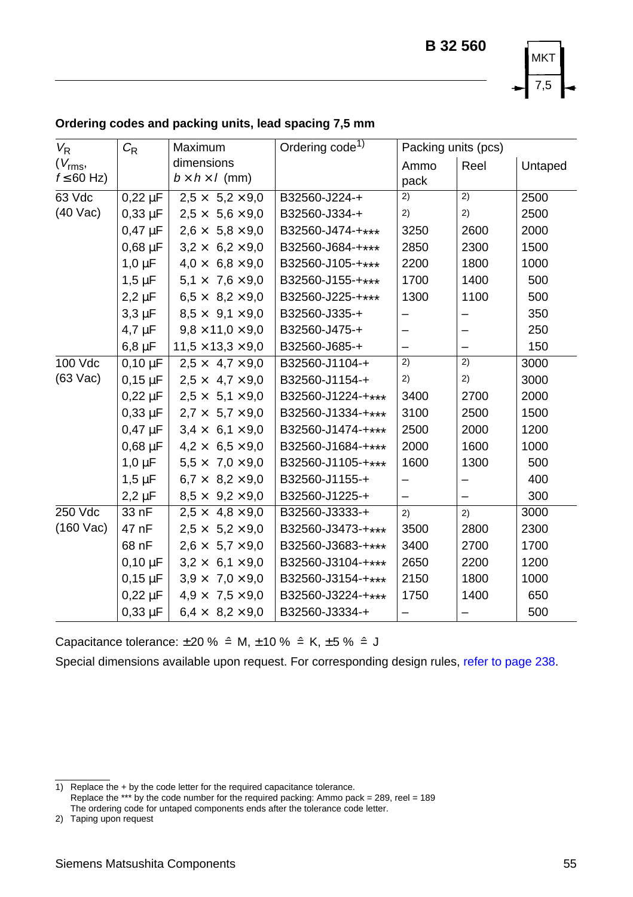## Ordering codes and packing units, lead spacing 7,5 mm

| $V_R$ ($V_{rms}$, $f \leq 60$ Hz) | $C_R$ | Maximum dimensions $b \times h \times l$ (mm) | Ordering code[1)] | Packing units (pcs) | | |
|---|---|---|---|---|---|---|
| | | | | Ammo pack | Reel | Untaped |
| 63 Vdc (40 Vac) | 0,22 µF | 2,5 × 5,2 × 9,0 | B32560-J224-+ | 2) | 2) | 2500 |
| | 0,33 µF | 2,5 × 5,6 × 9,0 | B32560-J334-+ | 2) | 2) | 2500 |
| | 0,47 µF | 2,6 × 5,8 × 9,0 | B32560-J474-+*** | 3250 | 2600 | 2000 |
| | 0,68 µF | 3,2 × 6,2 × 9,0 | B32560-J684-+*** | 2850 | 2300 | 1500 |
| | 1,0 µF | 4,0 × 6,8 × 9,0 | B32560-J105-+*** | 2200 | 1800 | 1000 |
| | 1,5 µF | 5,1 × 7,6 × 9,0 | B32560-J155-+*** | 1700 | 1400 | 500 |
| | 2,2 µF | 6,5 × 8,2 × 9,0 | B32560-J225-+*** | 1300 | 1100 | 500 |
| | 3,3 µF | 8,5 × 9,1 × 9,0 | B32560-J335-+ | – | – | 350 |
| | 4,7 µF | 9,8 × 11,0 × 9,0 | B32560-J475-+ | – | – | 250 |
| | 6,8 µF | 11,5 × 13,3 × 9,0 | B32560-J685-+ | – | – | 150 |
| 100 Vdc (63 Vac) | 0,10 µF | 2,5 × 4,7 × 9,0 | B32560-J1104-+ | 2) | 2) | 3000 |
| | 0,15 µF | 2,5 × 4,7 × 9,0 | B32560-J1154-+ | 2) | 2) | 3000 |
| | 0,22 µF | 2,5 × 5,1 × 9,0 | B32560-J1224-+*** | 3400 | 2700 | 2000 |
| | 0,33 µF | 2,7 × 5,7 × 9,0 | B32560-J1334-+*** | 3100 | 2500 | 1500 |
| | 0,47 µF | 3,4 × 6,1 × 9,0 | B32560-J1474-+*** | 2500 | 2000 | 1200 |
| | 0,68 µF | 4,2 × 6,5 × 9,0 | B32560-J1684-+*** | 2000 | 1600 | 1000 |
| | 1,0 µF | 5,5 × 7,0 × 9,0 | B32560-J1105-+*** | 1600 | 1300 | 500 |
| | 1,5 µF | 6,7 × 8,2 × 9,0 | B32560-J1155-+ | – | – | 400 |
| | 2,2 µF | 8,5 × 9,2 × 9,0 | B32560-J1225-+ | – | – | 300 |
| 250 Vdc (160 Vac) | 33 nF | 2,5 × 4,8 × 9,0 | B32560-J3333-+ | 2) | 2) | 3000 |
| | 47 nF | 2,5 × 5,2 × 9,0 | B32560-J3473-+*** | 3500 | 2800 | 2300 |
| | 68 nF | 2,6 × 5,7 × 9,0 | B32560-J3683-+*** | 3400 | 2700 | 1700 |
| | 0,10 µF | 3,2 × 6,1 × 9,0 | B32560-J3104-+*** | 2650 | 2200 | 1200 |
| | 0,15 µF | 3,9 × 7,0 × 9,0 | B32560-J3154-+*** | 2150 | 1800 | 1000 |
| | 0,22 µF | 4,9 × 7,5 × 9,0 | B32560-J3224-+*** | 1750 | 1400 | 650 |
| | 0,33 µF | 6,4 × 8,2 × 9,0 | B32560-J3334-+ | – | – | 500 |

Capacitance tolerance: ±20 % ≙ M, ±10 % ≙ K, ±5 % ≙ J

Special dimensions available upon request. For corresponding design rules, refer to page 238.

1) Replace the + by the code letter for the required capacitance tolerance.
Replace the *** by the code number for the required packing: Ammo pack = 289, reel = 189
The ordering code for untaped components ends after the tolerance code letter.

2) Taping upon request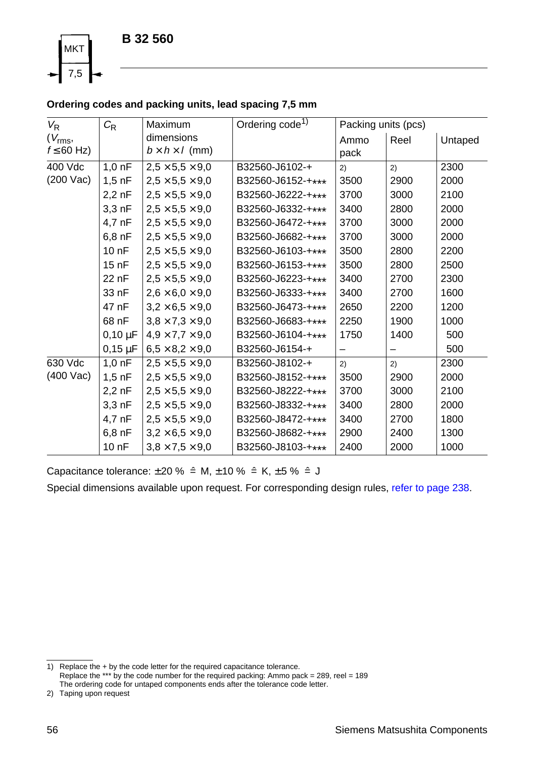# B 32 560

MKT 7,5

**Ordering codes and packing units, lead spacing 7,5 mm**

| $V_R$ ($V_{rms}$, $f \leq 60$ Hz) | $C_R$ | Maximum dimensions $b \times h \times l$ (mm) | Ordering code[1] | Packing units (pcs) | | |
|---|---|---|---|---|---|---|
| | | | | Ammo pack | Reel | Untaped |
| 400 Vdc (200 Vac) | 1,0 nF | 2,5 × 5,5 × 9,0 | B32560-J6102-+ | 2) | 2) | 2300 |
| | 1,5 nF | 2,5 × 5,5 × 9,0 | B32560-J6152-+*** | 3500 | 2900 | 2000 |
| | 2,2 nF | 2,5 × 5,5 × 9,0 | B32560-J6222-+*** | 3700 | 3000 | 2100 |
| | 3,3 nF | 2,5 × 5,5 × 9,0 | B32560-J6332-+*** | 3400 | 2800 | 2000 |
| | 4,7 nF | 2,5 × 5,5 × 9,0 | B32560-J6472-+*** | 3700 | 3000 | 2000 |
| | 6,8 nF | 2,5 × 5,5 × 9,0 | B32560-J6682-+*** | 3700 | 3000 | 2000 |
| | 10 nF | 2,5 × 5,5 × 9,0 | B32560-J6103-+*** | 3500 | 2800 | 2200 |
| | 15 nF | 2,5 × 5,5 × 9,0 | B32560-J6153-+*** | 3500 | 2800 | 2500 |
| | 22 nF | 2,5 × 5,5 × 9,0 | B32560-J6223-+*** | 3400 | 2700 | 2300 |
| | 33 nF | 2,6 × 6,0 × 9,0 | B32560-J6333-+*** | 3400 | 2700 | 1600 |
| | 47 nF | 3,2 × 6,5 × 9,0 | B32560-J6473-+*** | 2650 | 2200 | 1200 |
| | 68 nF | 3,8 × 7,3 × 9,0 | B32560-J6683-+*** | 2250 | 1900 | 1000 |
| | 0,10 µF | 4,9 × 7,7 × 9,0 | B32560-J6104-+*** | 1750 | 1400 | 500 |
| | 0,15 µF | 6,5 × 8,2 × 9,0 | B32560-J6154-+ | – | – | 500 |
| 630 Vdc (400 Vac) | 1,0 nF | 2,5 × 5,5 × 9,0 | B32560-J8102-+ | 2) | 2) | 2300 |
| | 1,5 nF | 2,5 × 5,5 × 9,0 | B32560-J8152-+*** | 3500 | 2900 | 2000 |
| | 2,2 nF | 2,5 × 5,5 × 9,0 | B32560-J8222-+*** | 3700 | 3000 | 2100 |
| | 3,3 nF | 2,5 × 5,5 × 9,0 | B32560-J8332-+*** | 3400 | 2800 | 2000 |
| | 4,7 nF | 2,5 × 5,5 × 9,0 | B32560-J8472-+*** | 3400 | 2700 | 1800 |
| | 6,8 nF | 3,2 × 6,5 × 9,0 | B32560-J8682-+*** | 2900 | 2400 | 1300 |
| | 10 nF | 3,8 × 7,5 × 9,0 | B32560-J8103-+*** | 2400 | 2000 | 1000 |

Capacitance tolerance: ±20 % ≙ M, ±10 % ≙ K, ±5 % ≙ J

Special dimensions available upon request. For corresponding design rules, refer to page 238.

1) Replace the + by the code letter for the required capacitance tolerance.
Replace the *** by the code number for the required packing: Ammo pack = 289, reel = 189
The ordering code for untaped components ends after the tolerance code letter.

2) Taping upon request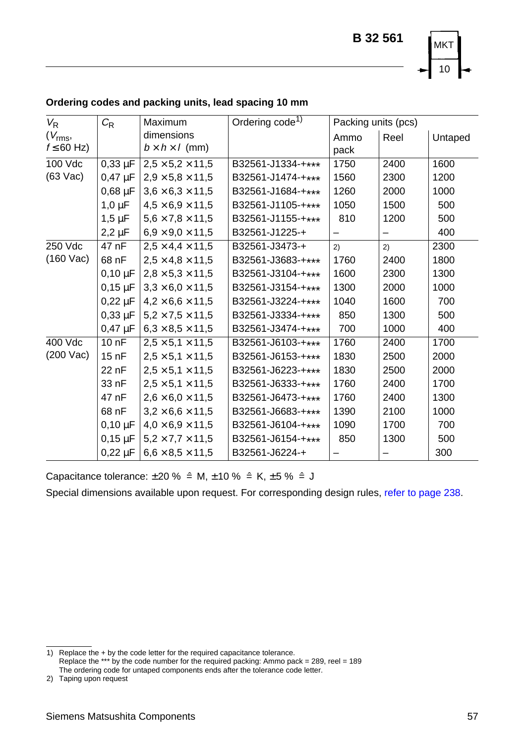## Ordering codes and packing units, lead spacing 10 mm

| $V_R$ ($V_{rms}$, $f \leq 60$ Hz) | $C_R$ | Maximum dimensions $b \times h \times l$ (mm) | Ordering code[1] | Packing units (pcs) | | |
|---|---|---|---|---|---|---|
| | | | | Ammo pack | Reel | Untaped |
| 100 Vdc (63 Vac) | 0,33 µF | 2,5 × 5,2 × 11,5 | B32561-J1334-+*** | 1750 | 2400 | 1600 |
| | 0,47 µF | 2,9 × 5,8 × 11,5 | B32561-J1474-+*** | 1560 | 2300 | 1200 |
| | 0,68 µF | 3,6 × 6,3 × 11,5 | B32561-J1684-+*** | 1260 | 2000 | 1000 |
| | 1,0 µF | 4,5 × 6,9 × 11,5 | B32561-J1105-+*** | 1050 | 1500 | 500 |
| | 1,5 µF | 5,6 × 7,8 × 11,5 | B32561-J1155-+*** | 810 | 1200 | 500 |
| | 2,2 µF | 6,9 × 9,0 × 11,5 | B32561-J1225-+ | – | – | 400 |
| 250 Vdc (160 Vac) | 47 nF | 2,5 × 4,4 × 11,5 | B32561-J3473-+ | 2) | 2) | 2300 |
| | 68 nF | 2,5 × 4,8 × 11,5 | B32561-J3683-+*** | 1760 | 2400 | 1800 |
| | 0,10 µF | 2,8 × 5,3 × 11,5 | B32561-J3104-+*** | 1600 | 2300 | 1300 |
| | 0,15 µF | 3,3 × 6,0 × 11,5 | B32561-J3154-+*** | 1300 | 2000 | 1000 |
| | 0,22 µF | 4,2 × 6,6 × 11,5 | B32561-J3224-+*** | 1040 | 1600 | 700 |
| | 0,33 µF | 5,2 × 7,5 × 11,5 | B32561-J3334-+*** | 850 | 1300 | 500 |
| | 0,47 µF | 6,3 × 8,5 × 11,5 | B32561-J3474-+*** | 700 | 1000 | 400 |
| 400 Vdc (200 Vac) | 10 nF | 2,5 × 5,1 × 11,5 | B32561-J6103-+*** | 1760 | 2400 | 1700 |
| | 15 nF | 2,5 × 5,1 × 11,5 | B32561-J6153-+*** | 1830 | 2500 | 2000 |
| | 22 nF | 2,5 × 5,1 × 11,5 | B32561-J6223-+*** | 1830 | 2500 | 2000 |
| | 33 nF | 2,5 × 5,1 × 11,5 | B32561-J6333-+*** | 1760 | 2400 | 1700 |
| | 47 nF | 2,6 × 6,0 × 11,5 | B32561-J6473-+*** | 1760 | 2400 | 1300 |
| | 68 nF | 3,2 × 6,6 × 11,5 | B32561-J6683-+*** | 1390 | 2100 | 1000 |
| | 0,10 µF | 4,0 × 6,9 × 11,5 | B32561-J6104-+*** | 1090 | 1700 | 700 |
| | 0,15 µF | 5,2 × 7,7 × 11,5 | B32561-J6154-+*** | 850 | 1300 | 500 |
| | 0,22 µF | 6,6 × 8,5 × 11,5 | B32561-J6224-+ | – | – | 300 |

Capacitance tolerance: ±20 % ≙ M, ±10 % ≙ K, ±5 % ≙ J

Special dimensions available upon request. For corresponding design rules, refer to page 238.

1) Replace the + by the code letter for the required capacitance tolerance.
Replace the *** by the code number for the required packing: Ammo pack = 289, reel = 189
The ordering code for untaped components ends after the tolerance code letter.

2) Taping upon request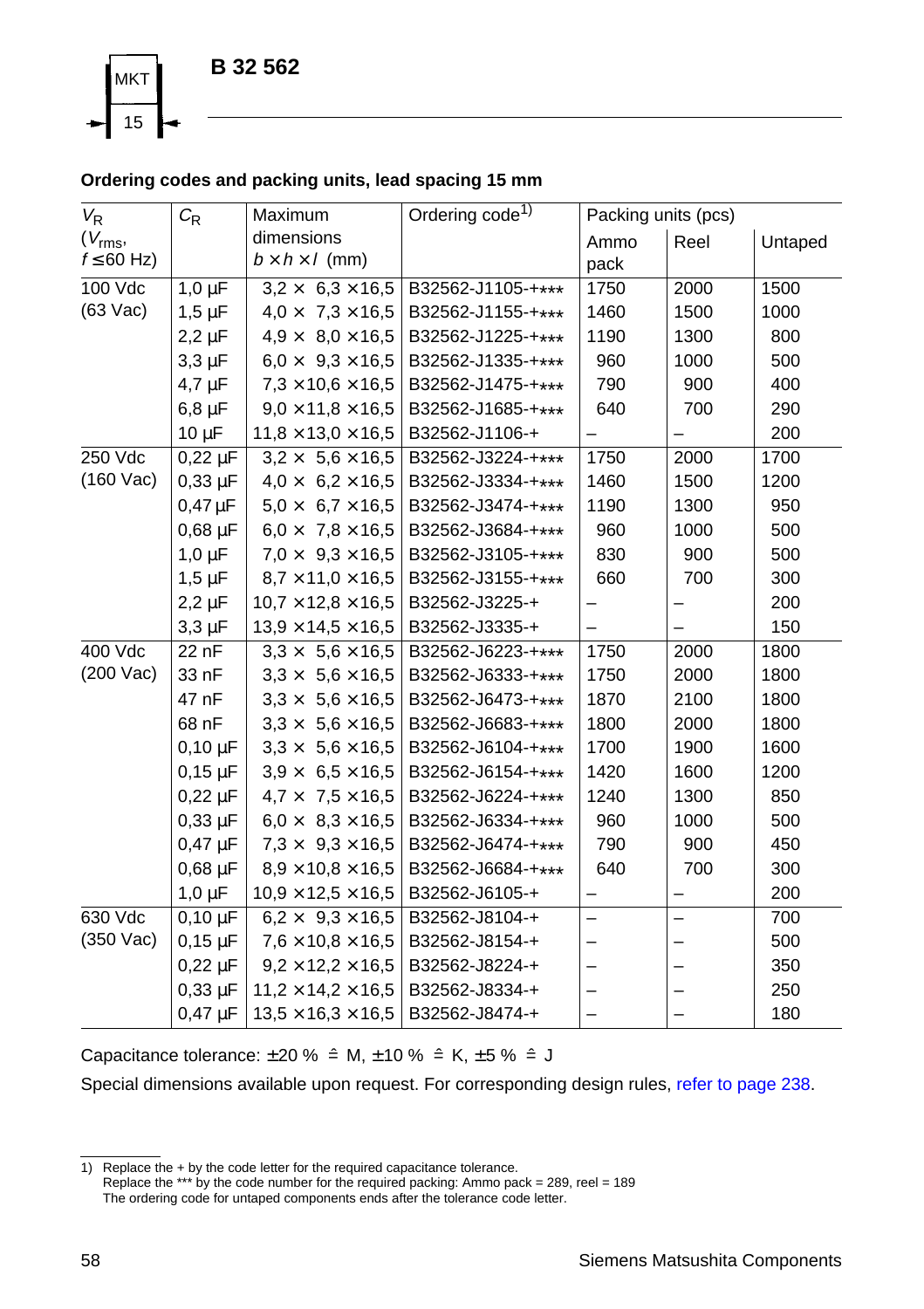MKT 15

# B 32 562

### Ordering codes and packing units, lead spacing 15 mm

| $V_R$ ($V_{rms}$, $f \leq 60$ Hz) | $C_R$ | Maximum dimensions $b \times h \times l$ (mm) | Ordering code[1] | Packing units (pcs) | | |
|---|---|---|---|---|---|---|
| | | | | Ammo pack | Reel | Untaped |
| 100 Vdc (63 Vac) | 1,0 µF | 3,2 × 6,3 × 16,5 | B32562-J1105-+*** | 1750 | 2000 | 1500 |
| | 1,5 µF | 4,0 × 7,3 × 16,5 | B32562-J1155-+*** | 1460 | 1500 | 1000 |
| | 2,2 µF | 4,9 × 8,0 × 16,5 | B32562-J1225-+*** | 1190 | 1300 | 800 |
| | 3,3 µF | 6,0 × 9,3 × 16,5 | B32562-J1335-+*** | 960 | 1000 | 500 |
| | 4,7 µF | 7,3 × 10,6 × 16,5 | B32562-J1475-+*** | 790 | 900 | 400 |
| | 6,8 µF | 9,0 × 11,8 × 16,5 | B32562-J1685-+*** | 640 | 700 | 290 |
| | 10 µF | 11,8 × 13,0 × 16,5 | B32562-J1106-+ | – | – | 200 |
| 250 Vdc (160 Vac) | 0,22 µF | 3,2 × 5,6 × 16,5 | B32562-J3224-+*** | 1750 | 2000 | 1700 |
| | 0,33 µF | 4,0 × 6,2 × 16,5 | B32562-J3334-+*** | 1460 | 1500 | 1200 |
| | 0,47 µF | 5,0 × 6,7 × 16,5 | B32562-J3474-+*** | 1190 | 1300 | 950 |
| | 0,68 µF | 6,0 × 7,8 × 16,5 | B32562-J3684-+*** | 960 | 1000 | 500 |
| | 1,0 µF | 7,0 × 9,3 × 16,5 | B32562-J3105-+*** | 830 | 900 | 500 |
| | 1,5 µF | 8,7 × 11,0 × 16,5 | B32562-J3155-+*** | 660 | 700 | 300 |
| | 2,2 µF | 10,7 × 12,8 × 16,5 | B32562-J3225-+ | – | – | 200 |
| | 3,3 µF | 13,9 × 14,5 × 16,5 | B32562-J3335-+ | – | – | 150 |
| 400 Vdc (200 Vac) | 22 nF | 3,3 × 5,6 × 16,5 | B32562-J6223-+*** | 1750 | 2000 | 1800 |
| | 33 nF | 3,3 × 5,6 × 16,5 | B32562-J6333-+*** | 1750 | 2000 | 1800 |
| | 47 nF | 3,3 × 5,6 × 16,5 | B32562-J6473-+*** | 1870 | 2100 | 1800 |
| | 68 nF | 3,3 × 5,6 × 16,5 | B32562-J6683-+*** | 1800 | 2000 | 1800 |
| | 0,10 µF | 3,3 × 5,6 × 16,5 | B32562-J6104-+*** | 1700 | 1900 | 1600 |
| | 0,15 µF | 3,9 × 6,5 × 16,5 | B32562-J6154-+*** | 1420 | 1600 | 1200 |
| | 0,22 µF | 4,7 × 7,5 × 16,5 | B32562-J6224-+*** | 1240 | 1300 | 850 |
| | 0,33 µF | 6,0 × 8,3 × 16,5 | B32562-J6334-+*** | 960 | 1000 | 500 |
| | 0,47 µF | 7,3 × 9,3 × 16,5 | B32562-J6474-+*** | 790 | 900 | 450 |
| | 0,68 µF | 8,9 × 10,8 × 16,5 | B32562-J6684-+*** | 640 | 700 | 300 |
| | 1,0 µF | 10,9 × 12,5 × 16,5 | B32562-J6105-+ | – | – | 200 |
| 630 Vdc (350 Vac) | 0,10 µF | 6,2 × 9,3 × 16,5 | B32562-J8104-+ | – | – | 700 |
| | 0,15 µF | 7,6 × 10,8 × 16,5 | B32562-J8154-+ | – | – | 500 |
| | 0,22 µF | 9,2 × 12,2 × 16,5 | B32562-J8224-+ | – | – | 350 |
| | 0,33 µF | 11,2 × 14,2 × 16,5 | B32562-J8334-+ | – | – | 250 |
| | 0,47 µF | 13,5 × 16,3 × 16,5 | B32562-J8474-+ | – | – | 180 |

Capacitance tolerance: ±20 % ≙ M, ±10 % ≙ K, ±5 % ≙ J

Special dimensions available upon request. For corresponding design rules, refer to page 238.

1) Replace the + by the code letter for the required capacitance tolerance.
Replace the *** by the code number for the required packing: Ammo pack = 289, reel = 189
The ordering code for untaped components ends after the tolerance code letter.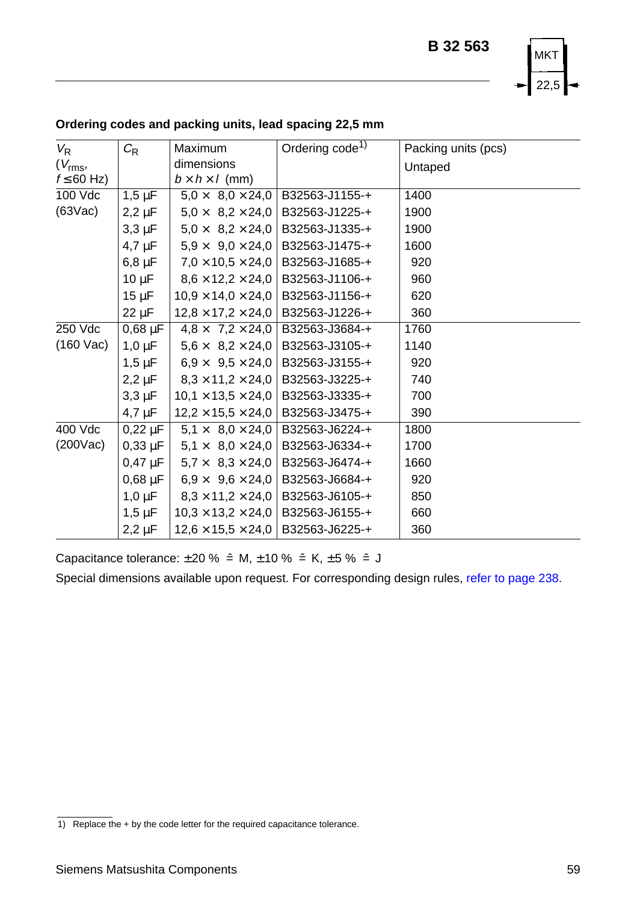## Ordering codes and packing units, lead spacing 22,5 mm

| $V_R$ ($V_{rms}$, $f \leq 60$ Hz) | $C_R$ | Maximum dimensions $b \times h \times l$ (mm) | Ordering code[1] | Packing units (pcs) Untaped |
|---|---|---|---|---|
| 100 Vdc (63Vac) | 1,5 µF | 5,0 × 8,0 × 24,0 | B32563-J1155-+ | 1400 |
| | 2,2 µF | 5,0 × 8,2 × 24,0 | B32563-J1225-+ | 1900 |
| | 3,3 µF | 5,0 × 8,2 × 24,0 | B32563-J1335-+ | 1900 |
| | 4,7 µF | 5,9 × 9,0 × 24,0 | B32563-J1475-+ | 1600 |
| | 6,8 µF | 7,0 × 10,5 × 24,0 | B32563-J1685-+ | 920 |
| | 10 µF | 8,6 × 12,2 × 24,0 | B32563-J1106-+ | 960 |
| | 15 µF | 10,9 × 14,0 × 24,0 | B32563-J1156-+ | 620 |
| | 22 µF | 12,8 × 17,2 × 24,0 | B32563-J1226-+ | 360 |
| 250 Vdc (160 Vac) | 0,68 µF | 4,8 × 7,2 × 24,0 | B32563-J3684-+ | 1760 |
| | 1,0 µF | 5,6 × 8,2 × 24,0 | B32563-J3105-+ | 1140 |
| | 1,5 µF | 6,9 × 9,5 × 24,0 | B32563-J3155-+ | 920 |
| | 2,2 µF | 8,3 × 11,2 × 24,0 | B32563-J3225-+ | 740 |
| | 3,3 µF | 10,1 × 13,5 × 24,0 | B32563-J3335-+ | 700 |
| | 4,7 µF | 12,2 × 15,5 × 24,0 | B32563-J3475-+ | 390 |
| 400 Vdc (200Vac) | 0,22 µF | 5,1 × 8,0 × 24,0 | B32563-J6224-+ | 1800 |
| | 0,33 µF | 5,1 × 8,0 × 24,0 | B32563-J6334-+ | 1700 |
| | 0,47 µF | 5,7 × 8,3 × 24,0 | B32563-J6474-+ | 1660 |
| | 0,68 µF | 6,9 × 9,6 × 24,0 | B32563-J6684-+ | 920 |
| | 1,0 µF | 8,3 × 11,2 × 24,0 | B32563-J6105-+ | 850 |
| | 1,5 µF | 10,3 × 13,2 × 24,0 | B32563-J6155-+ | 660 |
| | 2,2 µF | 12,6 × 15,5 × 24,0 | B32563-J6225-+ | 360 |

Capacitance tolerance: ±20 % ≙ M, ±10 % ≙ K, ±5 % ≙ J

Special dimensions available upon request. For corresponding design rules, refer to page 238.

1) Replace the + by the code letter for the required capacitance tolerance.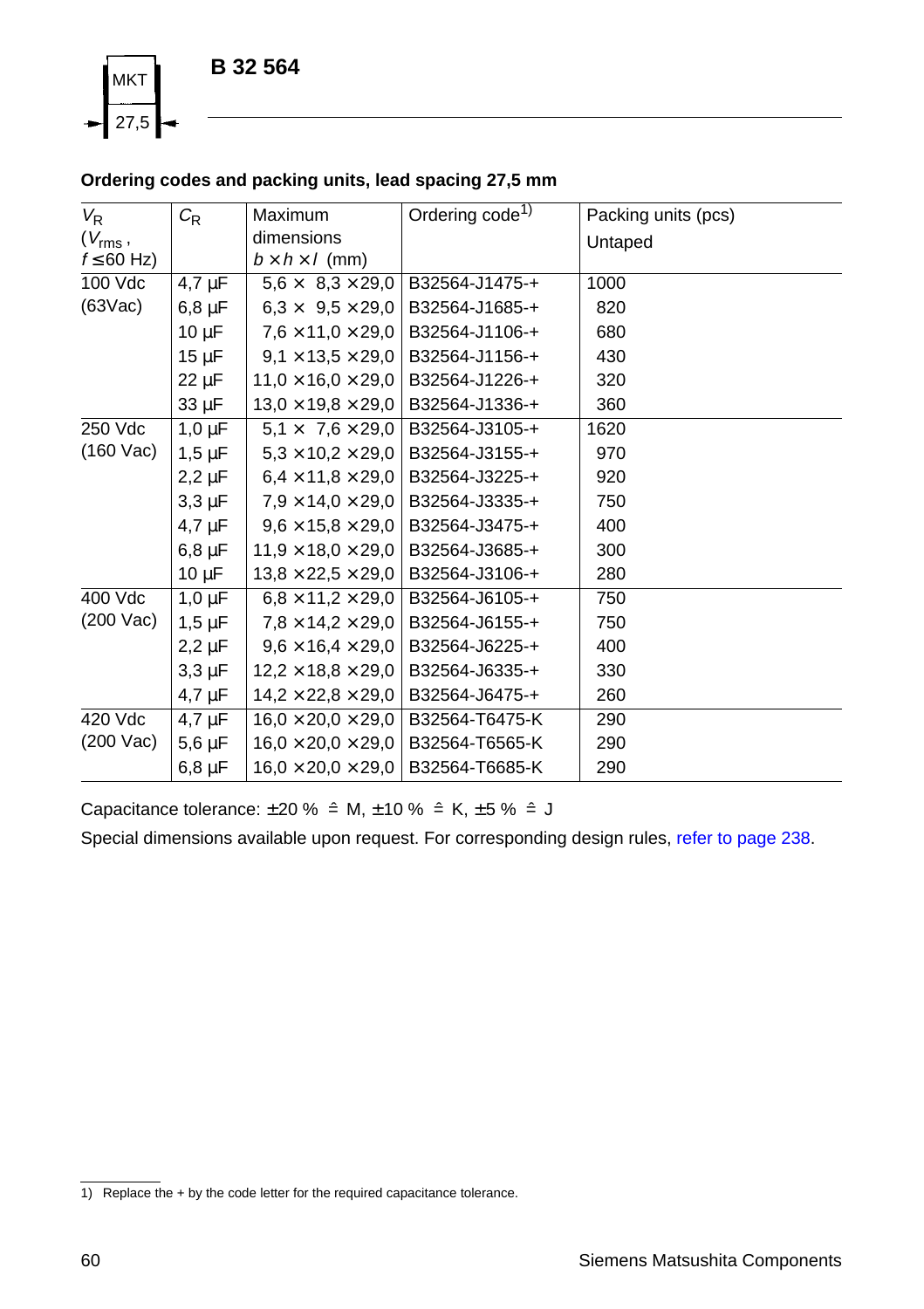MKT

27,5

# B 32 564

## Ordering codes and packing units, lead spacing 27,5 mm

| $V_R$ ($V_{rms}$, $f \leq 60$ Hz) | $C_R$ | Maximum dimensions $b \times h \times l$ (mm) | Ordering code[1)] | Packing units (pcs) Untaped |
|---|---|---|---|---|
| 100 Vdc (63Vac) | 4,7 µF | 5,6 × 8,3 × 29,0 | B32564-J1475-+ | 1000 |
| | 6,8 µF | 6,3 × 9,5 × 29,0 | B32564-J1685-+ | 820 |
| | 10 µF | 7,6 × 11,0 × 29,0 | B32564-J1106-+ | 680 |
| | 15 µF | 9,1 × 13,5 × 29,0 | B32564-J1156-+ | 430 |
| | 22 µF | 11,0 × 16,0 × 29,0 | B32564-J1226-+ | 320 |
| | 33 µF | 13,0 × 19,8 × 29,0 | B32564-J1336-+ | 360 |
| 250 Vdc (160 Vac) | 1,0 µF | 5,1 × 7,6 × 29,0 | B32564-J3105-+ | 1620 |
| | 1,5 µF | 5,3 × 10,2 × 29,0 | B32564-J3155-+ | 970 |
| | 2,2 µF | 6,4 × 11,8 × 29,0 | B32564-J3225-+ | 920 |
| | 3,3 µF | 7,9 × 14,0 × 29,0 | B32564-J3335-+ | 750 |
| | 4,7 µF | 9,6 × 15,8 × 29,0 | B32564-J3475-+ | 400 |
| | 6,8 µF | 11,9 × 18,0 × 29,0 | B32564-J3685-+ | 300 |
| | 10 µF | 13,8 × 22,5 × 29,0 | B32564-J3106-+ | 280 |
| 400 Vdc (200 Vac) | 1,0 µF | 6,8 × 11,2 × 29,0 | B32564-J6105-+ | 750 |
| | 1,5 µF | 7,8 × 14,2 × 29,0 | B32564-J6155-+ | 750 |
| | 2,2 µF | 9,6 × 16,4 × 29,0 | B32564-J6225-+ | 400 |
| | 3,3 µF | 12,2 × 18,8 × 29,0 | B32564-J6335-+ | 330 |
| | 4,7 µF | 14,2 × 22,8 × 29,0 | B32564-J6475-+ | 260 |
| 420 Vdc (200 Vac) | 4,7 µF | 16,0 × 20,0 × 29,0 | B32564-T6475-K | 290 |
| | 5,6 µF | 16,0 × 20,0 × 29,0 | B32564-T6565-K | 290 |
| | 6,8 µF | 16,0 × 20,0 × 29,0 | B32564-T6685-K | 290 |

Capacitance tolerance: ±20 % $\hat{=}$ M, ±10 % $\hat{=}$ K, ±5 % $\hat{=}$ J

Special dimensions available upon request. For corresponding design rules, refer to page 238.

1) Replace the + by the code letter for the required capacitance tolerance.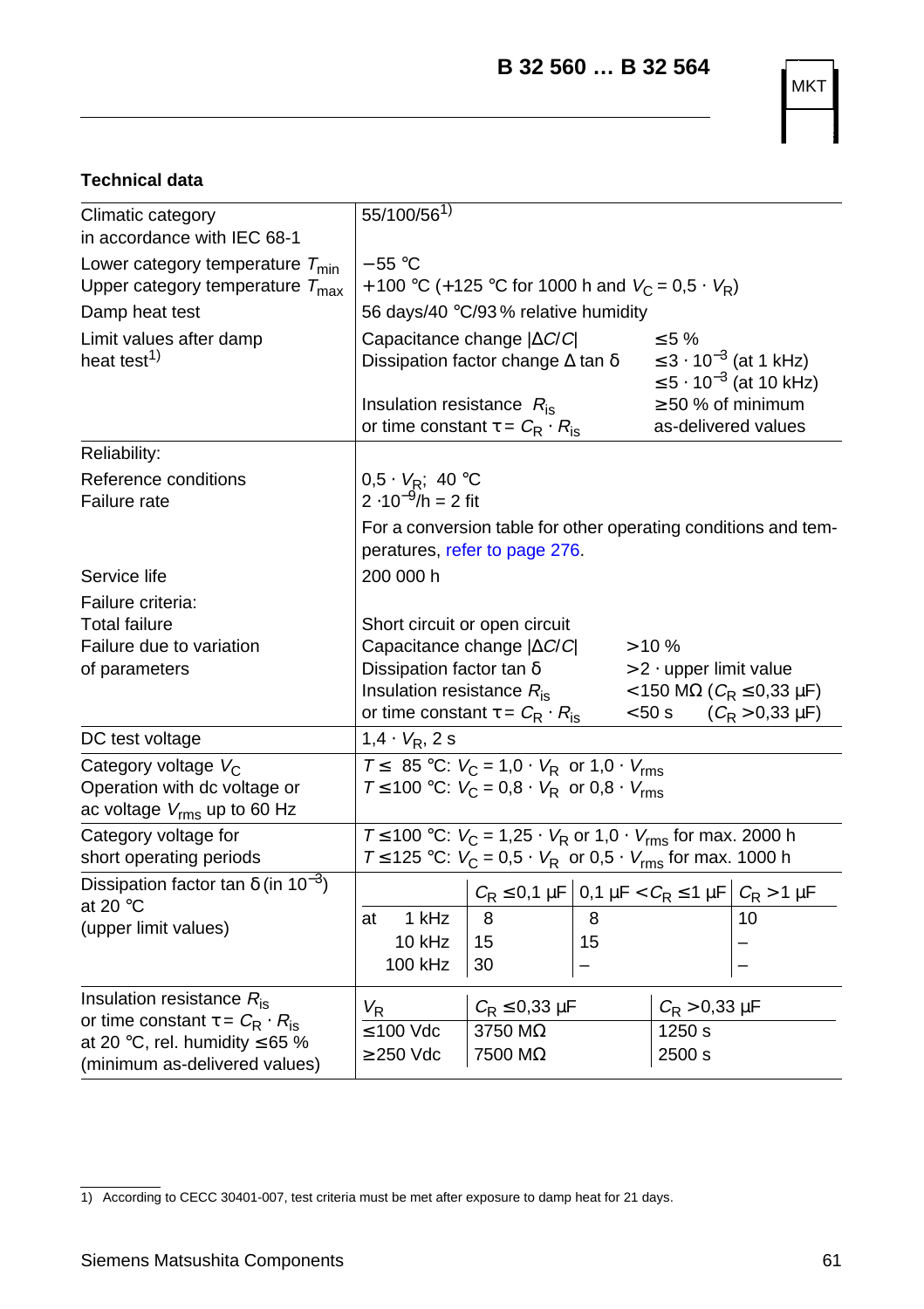**Technical data**

| | |
|---|---|
| Climatic category in accordance with IEC 68-1 | 55/100/56[1] |
| Lower category temperature $T_{min}$ | −55 °C |
| Upper category temperature $T_{max}$ | +100 °C (+125 °C for 1000 h and $V_C = 0{,}5 \cdot V_R$) |
| Damp heat test | 56 days/40 °C/93 % relative humidity |
| Limit values after damp heat test[1] | Capacitance change $\lvert\Delta C/C\rvert$ ≤5 %<br>Dissipation factor change $\Delta \tan \delta$ $\leq 3 \cdot 10^{-3}$ (at 1 kHz), $\leq 5 \cdot 10^{-3}$ (at 10 kHz)<br>Insulation resistance $R_{is}$ or time constant $\tau = C_R \cdot R_{is}$ ≥50 % of minimum as-delivered values |
| Reliability: | |
| Reference conditions | $0{,}5 \cdot V_R$; 40 °C |
| Failure rate | $2 \cdot 10^{-9}$/h = 2 fit<br>For a conversion table for other operating conditions and temperatures, refer to page 276. |
| Service life | 200 000 h |
| Failure criteria: | |
| Total failure | Short circuit or open circuit |
| Failure due to variation of parameters | Capacitance change $\lvert\Delta C/C\rvert$ >10 %<br>Dissipation factor $\tan \delta$ $> 2 \cdot$ upper limit value<br>Insulation resistance $R_{is}$ <150 MΩ ($C_R \leq 0{,}33$ µF)<br>or time constant $\tau = C_R \cdot R_{is}$ <50 s ($C_R > 0{,}33$ µF) |
| DC test voltage | $1{,}4 \cdot V_R$, 2 s |
| Category voltage $V_C$<br>Operation with dc voltage or ac voltage $V_{rms}$ up to 60 Hz | $T \leq$ 85 °C: $V_C = 1{,}0 \cdot V_R$ or $1{,}0 \cdot V_{rms}$<br>$T \leq 100$ °C: $V_C = 0{,}8 \cdot V_R$ or $0{,}8 \cdot V_{rms}$ |
| Category voltage for short operating periods | $T \leq 100$ °C: $V_C = 1{,}25 \cdot V_R$ or $1{,}0 \cdot V_{rms}$ for max. 2000 h<br>$T \leq 125$ °C: $V_C = 0{,}5 \cdot V_R$ or $0{,}5 \cdot V_{rms}$ for max. 1000 h |

Dissipation factor $\tan \delta$ (in $10^{-3}$) at 20 °C (upper limit values)

| | $C_R \leq 0{,}1$ µF | $0{,}1$ µF $< C_R \leq 1$ µF | $C_R > 1$ µF |
|---|---|---|---|
| at 1 kHz | 8 | 8 | 10 |
| 10 kHz | 15 | 15 | – |
| 100 kHz | 30 | – | – |

Insulation resistance $R_{is}$ or time constant $\tau = C_R \cdot R_{is}$ at 20 °C, rel. humidity ≤65 % (minimum as-delivered values)

| $V_R$ | $C_R \leq 0{,}33$ µF | $C_R > 0{,}33$ µF |
|---|---|---|
| ≤100 Vdc | 3750 MΩ | 1250 s |
| ≥250 Vdc | 7500 MΩ | 2500 s |

1) According to CECC 30401-007, test criteria must be met after exposure to damp heat for 21 days.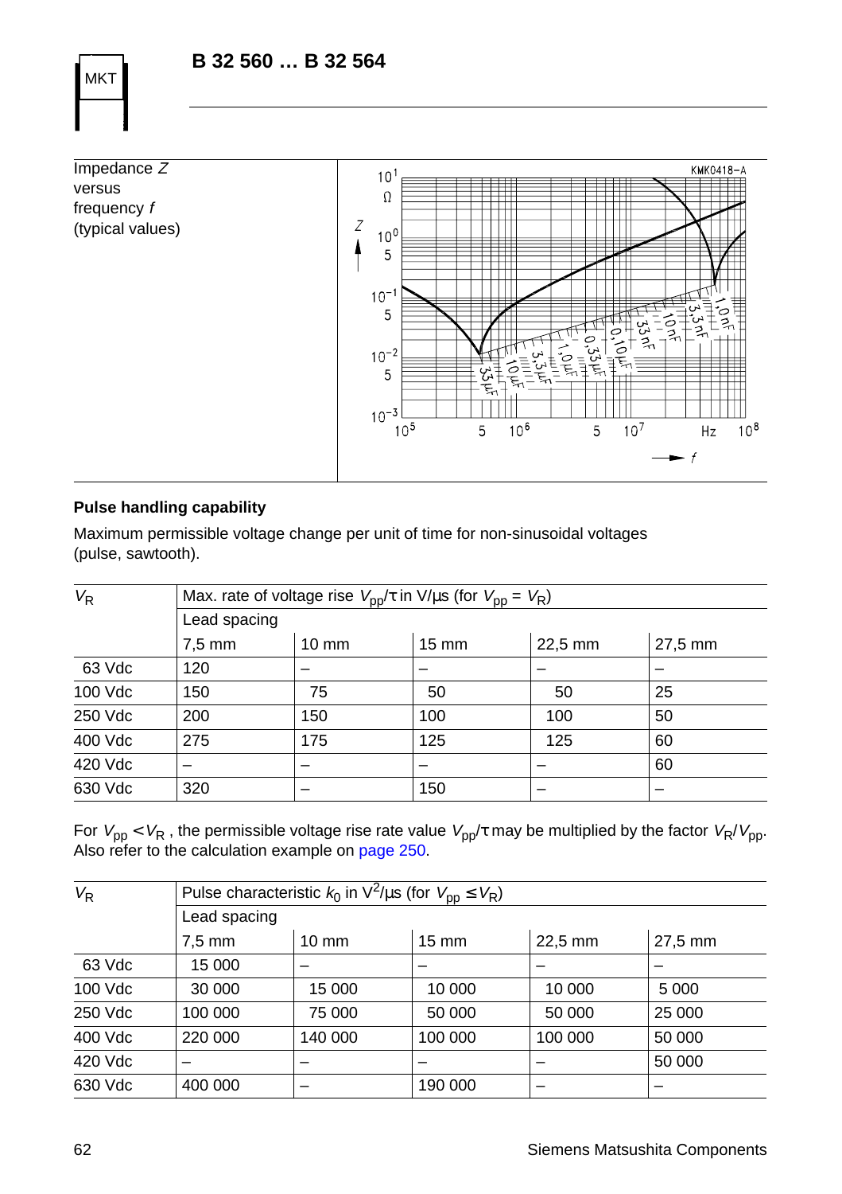# B 32 560 … B 32 564

Impedance $Z$ versus frequency $f$ (typical values)

## Pulse handling capability

Maximum permissible voltage change per unit of time for non-sinusoidal voltages (pulse, sawtooth).

| $V_R$ | Max. rate of voltage rise $V_{pp}/\tau$ in V/µs (for $V_{pp} = V_R$) | | | | |
|---|---|---|---|---|---|
| | Lead spacing | | | | |
| | 7,5 mm | 10 mm | 15 mm | 22,5 mm | 27,5 mm |
| 63 Vdc | 120 | – | – | – | – |
| 100 Vdc | 150 | 75 | 50 | 50 | 25 |
| 250 Vdc | 200 | 150 | 100 | 100 | 50 |
| 400 Vdc | 275 | 175 | 125 | 125 | 60 |
| 420 Vdc | – | – | – | – | 60 |
| 630 Vdc | 320 | – | 150 | – | – |

For $V_{pp} < V_R$ , the permissible voltage rise rate value $V_{pp}/\tau$ may be multiplied by the factor $V_R/V_{pp}$. Also refer to the calculation example on page 250.

| $V_R$ | Pulse characteristic $k_0$ in $V^2/µs$ (for $V_{pp} \le V_R$) | | | | |
|---|---|---|---|---|---|
| | Lead spacing | | | | |
| | 7,5 mm | 10 mm | 15 mm | 22,5 mm | 27,5 mm |
| 63 Vdc | 15 000 | – | – | – | – |
| 100 Vdc | 30 000 | 15 000 | 10 000 | 10 000 | 5 000 |
| 250 Vdc | 100 000 | 75 000 | 50 000 | 50 000 | 25 000 |
| 400 Vdc | 220 000 | 140 000 | 100 000 | 100 000 | 50 000 |
| 420 Vdc | – | – | – | – | 50 000 |
| 630 Vdc | 400 000 | – | 190 000 | – | – |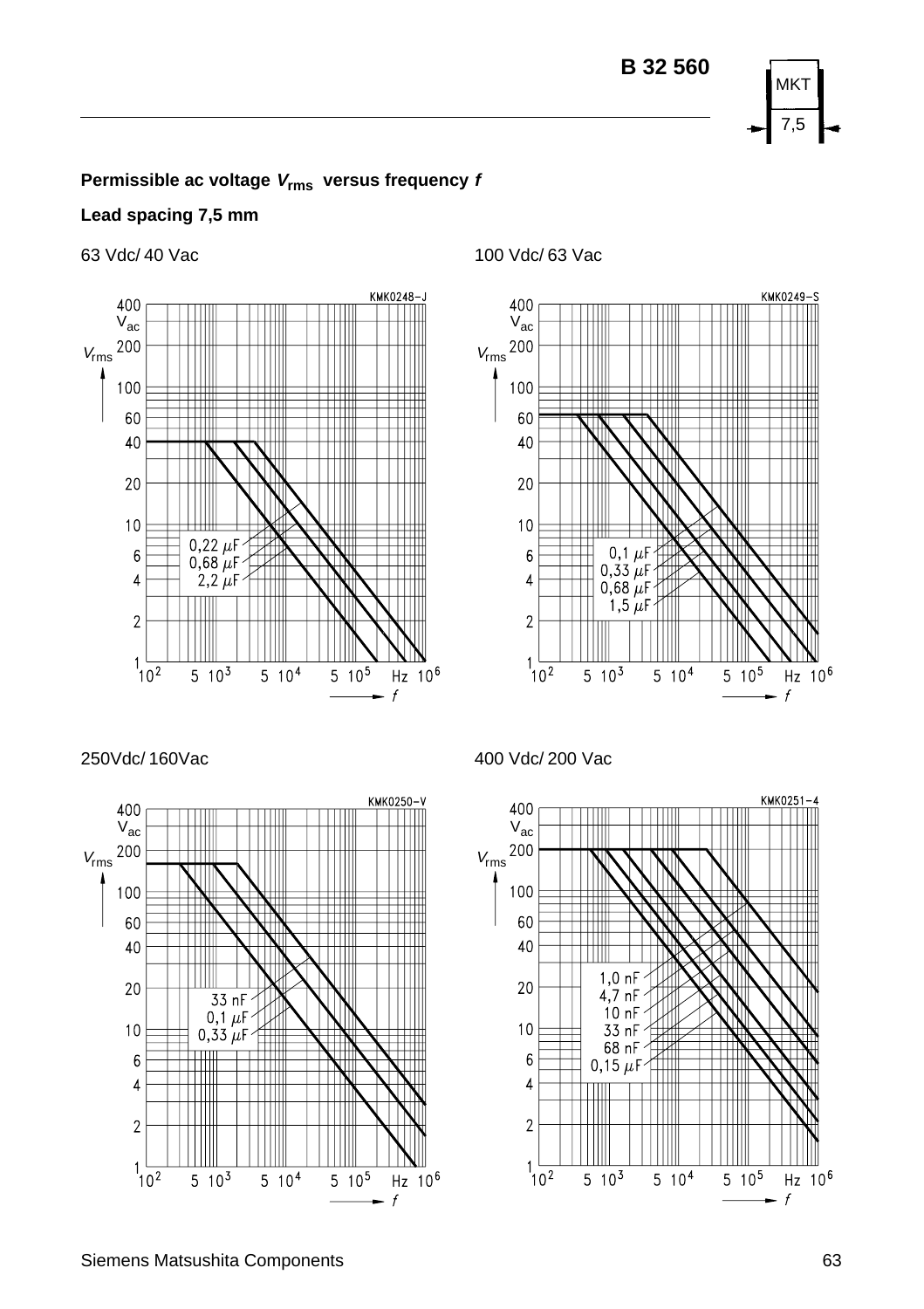**Permissible ac voltage $V_{rms}$ versus frequency $f$**

**Lead spacing 7,5 mm**

63 Vdc/ 40 Vac

KMK0248-J

Curves: 0,22 µF; 0,68 µF; 2,2 µF

Axes: $V_{rms}$ (Vac), 1 to 400; $f$ (Hz), $10^2$ to $10^6$

100 Vdc/ 63 Vac

KMK0249-S

Curves: 0,1 µF; 0,33 µF; 0,68 µF; 1,5 µF

Axes: $V_{rms}$ (Vac), 1 to 400; $f$ (Hz), $10^2$ to $10^6$

250Vdc/ 160Vac

KMK0250-V

Curves: 33 nF; 0,1 µF; 0,33 µF

Axes: $V_{rms}$ (Vac), 1 to 400; $f$ (Hz), $10^2$ to $10^6$

400 Vdc/ 200 Vac

KMK0251-4

Curves: 1,0 nF; 4,7 nF; 10 nF; 33 nF; 68 nF; 0,15 µF

Axes: $V_{rms}$ (Vac), 1 to 400; $f$ (Hz), $10^2$ to $10^6$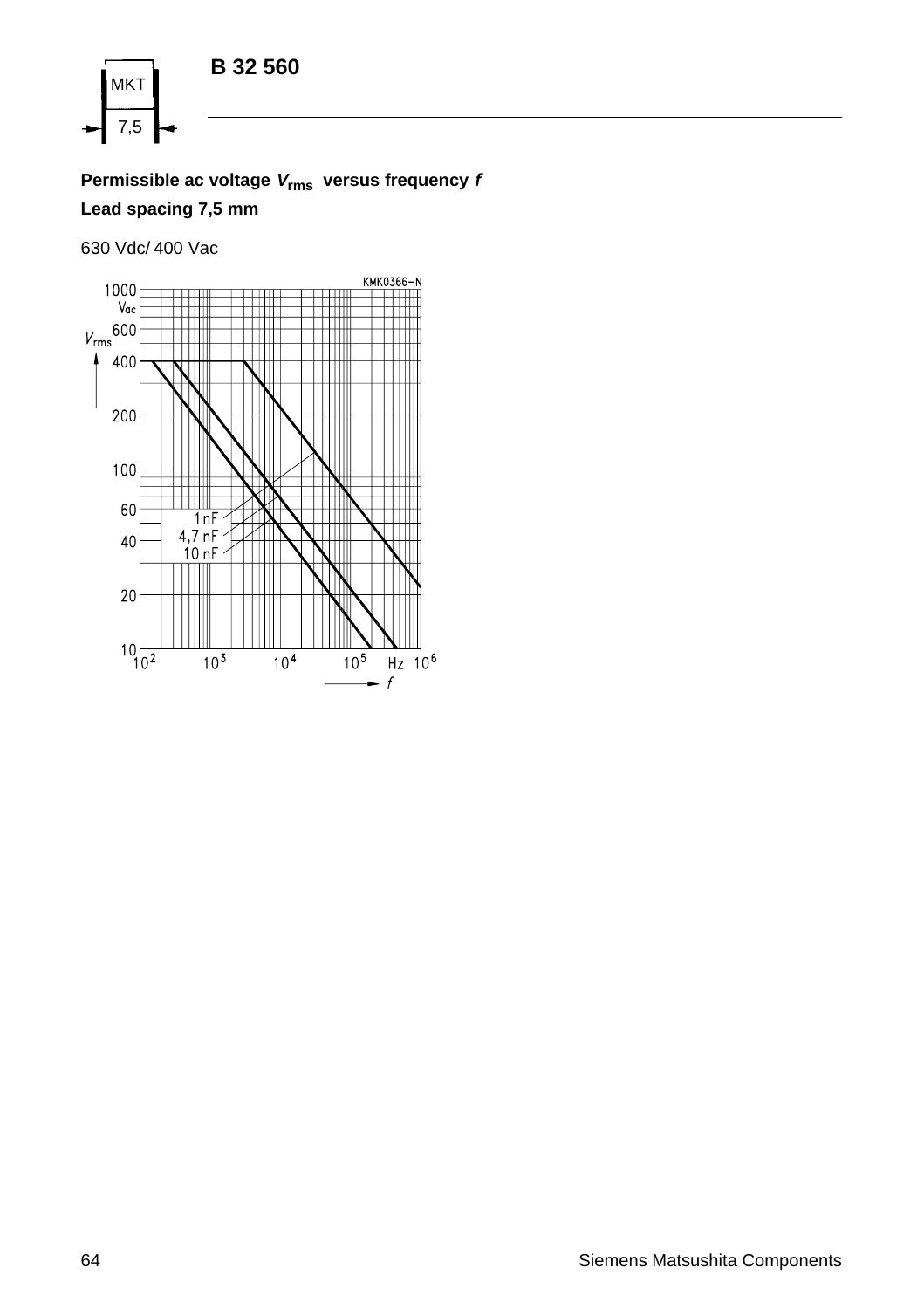# B 32 560

**Permissible ac voltage $V_{rms}$ versus frequency $f$**

**Lead spacing 7,5 mm**

630 Vdc/ 400 Vac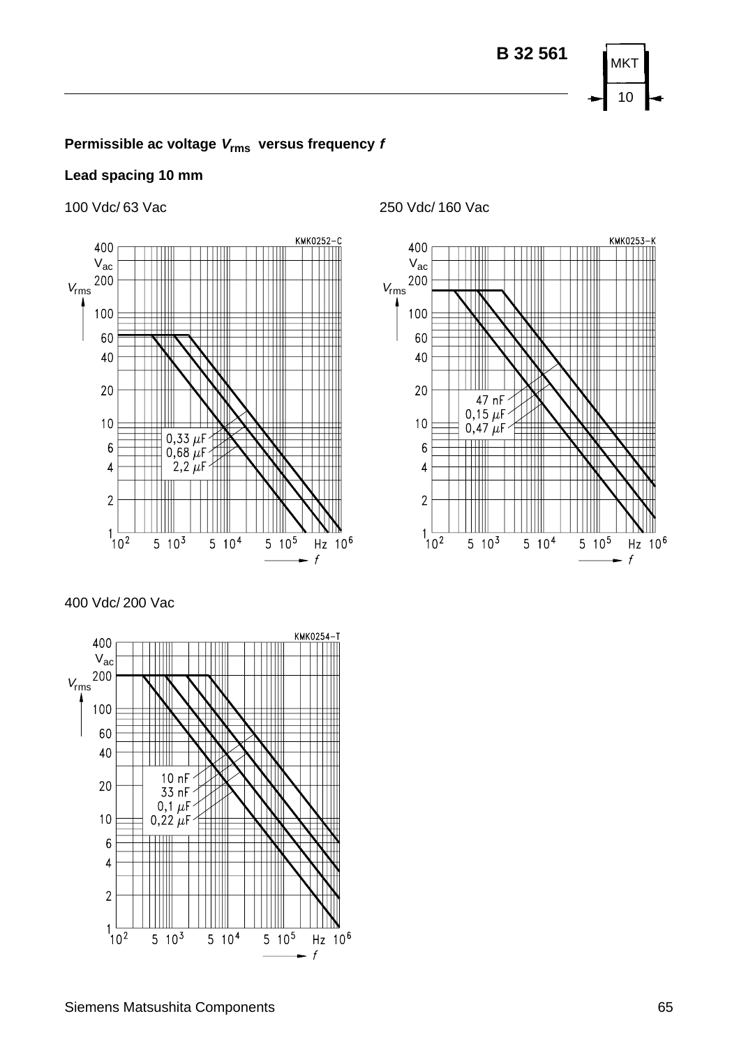## Permissible ac voltage $V_{rms}$ versus frequency $f$

**Lead spacing 10 mm**

100 Vdc/ 63 Vac

250 Vdc/ 160 Vac

400 Vdc/ 200 Vac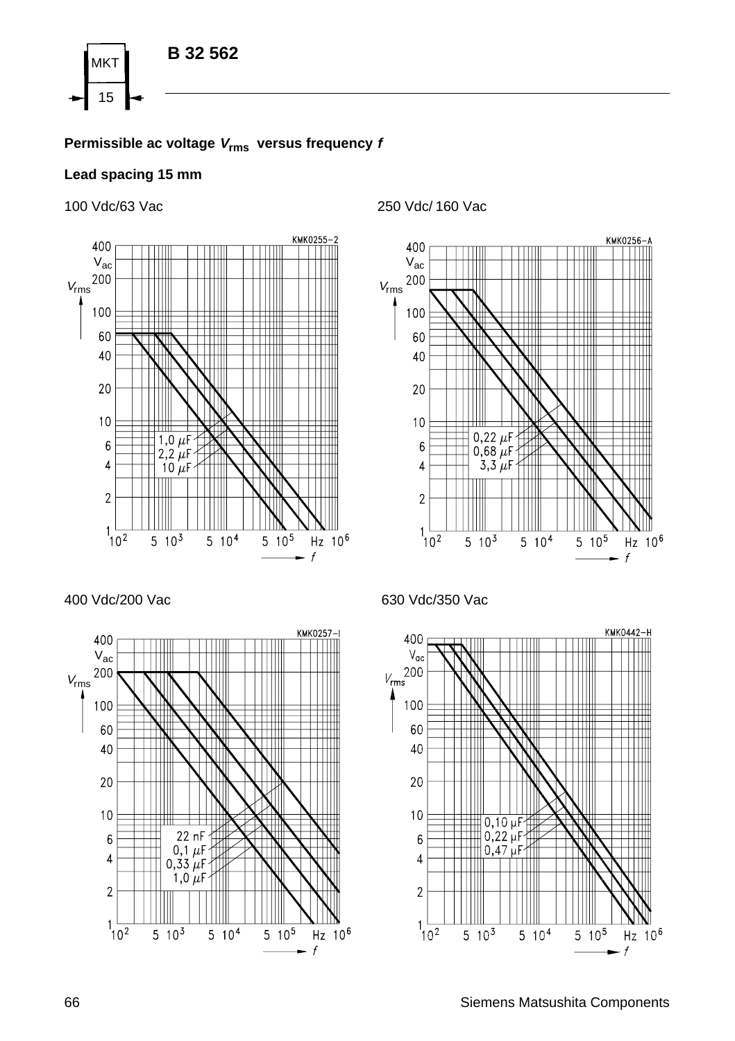**Permissible ac voltage $V_{rms}$ versus frequency $f$**

**Lead spacing 15 mm**

100 Vdc/63 Vac

KMK0255-2

$V_{rms}$ (Vac) vs. $f$ (Hz); curves: 1,0 μF, 2,2 μF, 10 μF

250 Vdc/ 160 Vac

KMK0256-A

$V_{rms}$ (Vac) vs. $f$ (Hz); curves: 0,22 μF, 0,68 μF, 3,3 μF

400 Vdc/200 Vac

KMK0257-I

$V_{rms}$ (Vac) vs. $f$ (Hz); curves: 22 nF, 0,1 μF, 0,33 μF, 1,0 μF

630 Vdc/350 Vac

KMK0442-H

$V_{rms}$ (Vac) vs. $f$ (Hz); curves: 0,10 μF, 0,22 μF, 0,47 μF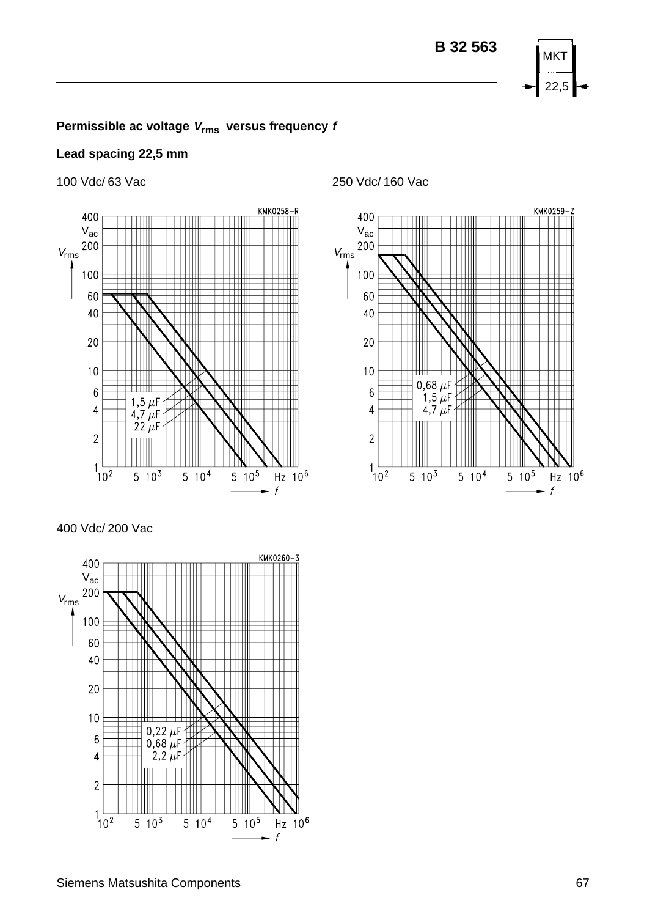**Permissible ac voltage $V_{rms}$ versus frequency $f$**

**Lead spacing 22,5 mm**

100 Vdc/ 63 Vac

KMK0258-R

Curves: 1,5 µF; 4,7 µF; 22 µF

$V_{rms}$ (V_ac) versus $f$ (Hz), $10^2$ to $10^6$

250 Vdc/ 160 Vac

KMK0259-Z

Curves: 0,68 µF; 1,5 µF; 4,7 µF

$V_{rms}$ (V_ac) versus $f$ (Hz), $10^2$ to $10^6$

400 Vdc/ 200 Vac

KMK0260-3

Curves: 0,22 µF; 0,68 µF; 2,2 µF

$V_{rms}$ (V_ac) versus $f$ (Hz), $10^2$ to $10^6$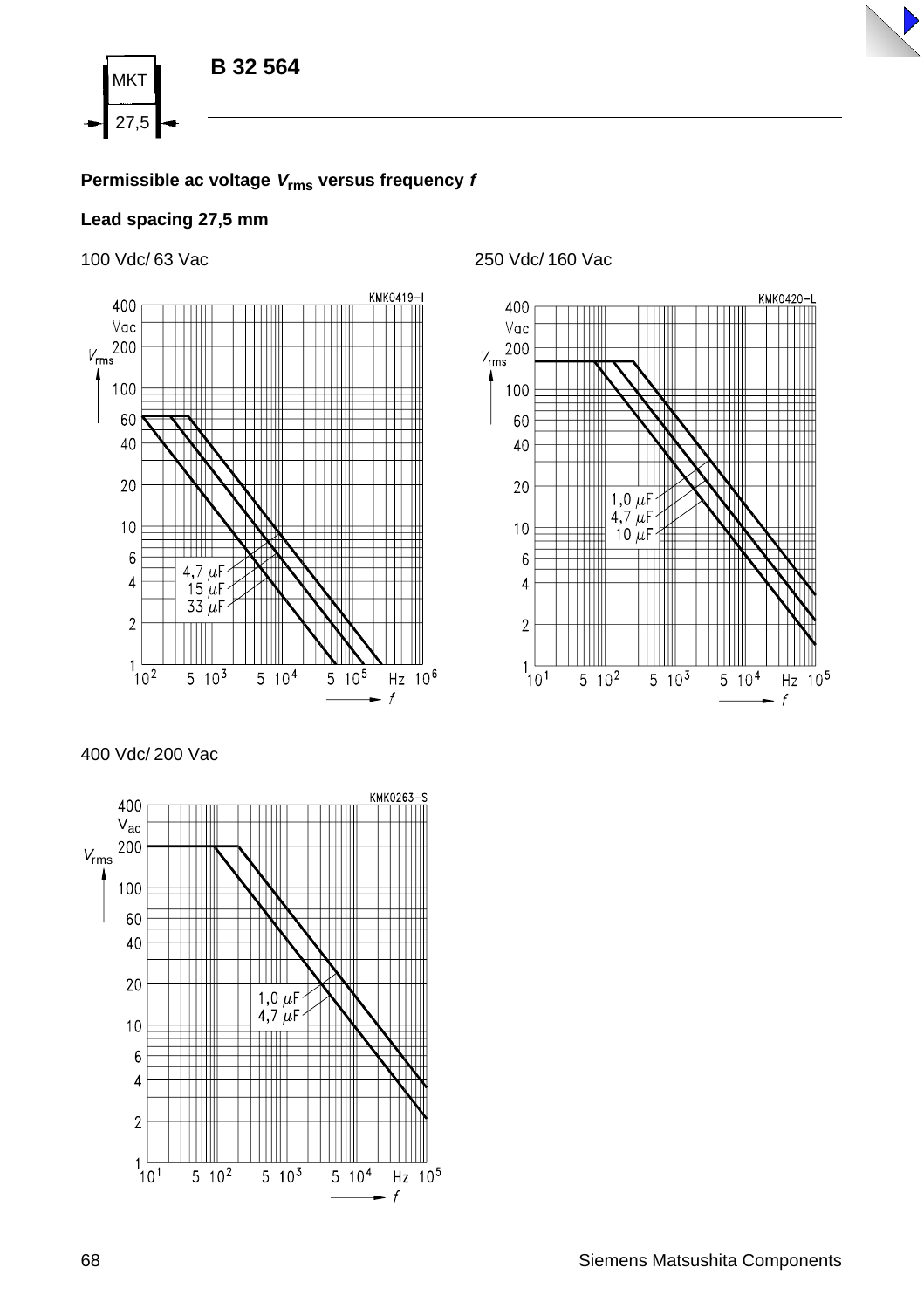MKT

27,5

# B 32 564

**Permissible ac voltage $V_{rms}$ versus frequency $f$**

**Lead spacing 27,5 mm**

100 Vdc/ 63 Vac

KMK0419-I

400
Vac
$V_{rms}$ 200
100
60
40
20
10
6
4
2
1

4,7 μF
15 μF
33 μF

$10^2$ 5 $10^3$ 5 $10^4$ 5 $10^5$ Hz $10^6$
$f$

250 Vdc/ 160 Vac

KMK0420-L

400
Vac
$V_{rms}$ 200
100
60
40
20
10
6
4
2
1

1,0 μF
4,7 μF
10 μF

$10^1$ 5 $10^2$ 5 $10^3$ 5 $10^4$ Hz $10^5$
$f$

400 Vdc/ 200 Vac

KMK0263-S

400
$V_{ac}$
$V_{rms}$ 200
100
60
40
20
10
6
4
2
1

1,0 μF
4,7 μF

$10^1$ 5 $10^2$ 5 $10^3$ 5 $10^4$ Hz $10^5$
$f$

Siemens Matsushita Components